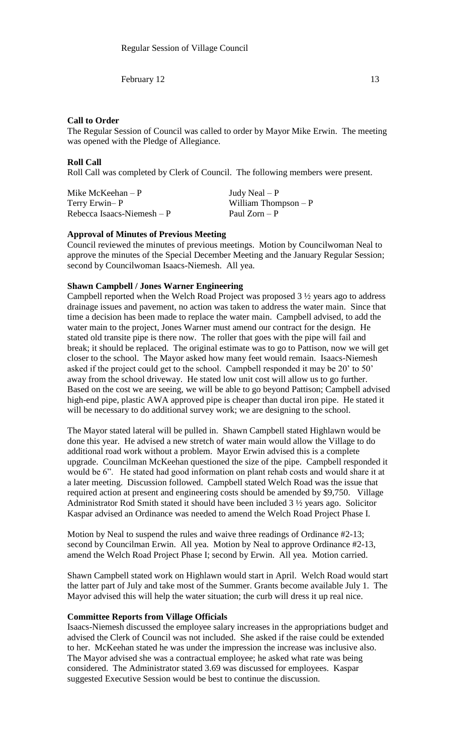Regular Session of Village Council

February 12 13

**Call to Order**

The Regular Session of Council was called to order by Mayor Mike Erwin. The meeting was opened with the Pledge of Allegiance.

**Roll Call**

Roll Call was completed by Clerk of Council. The following members were present.

| | |
|---|---|
| Mike McKeehan – P | Judy Neal – P |
| Terry Erwin– P | William Thompson – P |
| Rebecca Isaacs-Niemesh – P | Paul Zorn – P |

**Approval of Minutes of Previous Meeting**

Council reviewed the minutes of previous meetings. Motion by Councilwoman Neal to approve the minutes of the Special December Meeting and the January Regular Session; second by Councilwoman Isaacs-Niemesh. All yea.

**Shawn Campbell / Jones Warner Engineering**

Campbell reported when the Welch Road Project was proposed 3 ½ years ago to address drainage issues and pavement, no action was taken to address the water main. Since that time a decision has been made to replace the water main. Campbell advised, to add the water main to the project, Jones Warner must amend our contract for the design. He stated old transite pipe is there now. The roller that goes with the pipe will fail and break; it should be replaced. The original estimate was to go to Pattison, now we will get closer to the school. The Mayor asked how many feet would remain. Isaacs-Niemesh asked if the project could get to the school. Campbell responded it may be 20' to 50' away from the school driveway. He stated low unit cost will allow us to go further. Based on the cost we are seeing, we will be able to go beyond Pattison; Campbell advised high-end pipe, plastic AWA approved pipe is cheaper than ductal iron pipe. He stated it will be necessary to do additional survey work; we are designing to the school.

The Mayor stated lateral will be pulled in. Shawn Campbell stated Highlawn would be done this year. He advised a new stretch of water main would allow the Village to do additional road work without a problem. Mayor Erwin advised this is a complete upgrade. Councilman McKeehan questioned the size of the pipe. Campbell responded it would be 6". He stated had good information on plant rehab costs and would share it at a later meeting. Discussion followed. Campbell stated Welch Road was the issue that required action at present and engineering costs should be amended by $9,750. Village Administrator Rod Smith stated it should have been included 3 ½ years ago. Solicitor Kaspar advised an Ordinance was needed to amend the Welch Road Project Phase I.

Motion by Neal to suspend the rules and waive three readings of Ordinance #2-13; second by Councilman Erwin. All yea. Motion by Neal to approve Ordinance #2-13, amend the Welch Road Project Phase I; second by Erwin. All yea. Motion carried.

Shawn Campbell stated work on Highlawn would start in April. Welch Road would start the latter part of July and take most of the Summer. Grants become available July 1. The Mayor advised this will help the water situation; the curb will dress it up real nice.

**Committee Reports from Village Officials**

Isaacs-Niemesh discussed the employee salary increases in the appropriations budget and advised the Clerk of Council was not included. She asked if the raise could be extended to her. McKeehan stated he was under the impression the increase was inclusive also. The Mayor advised she was a contractual employee; he asked what rate was being considered. The Administrator stated 3.69 was discussed for employees. Kaspar suggested Executive Session would be best to continue the discussion.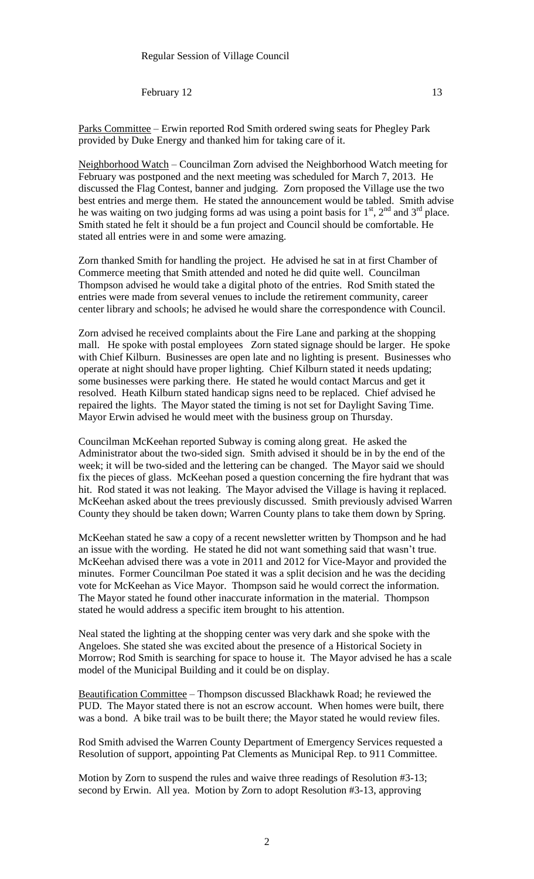Regular Session of Village Council

February 12 13

Parks Committee – Erwin reported Rod Smith ordered swing seats for Phegley Park provided by Duke Energy and thanked him for taking care of it.

Neighborhood Watch – Councilman Zorn advised the Neighborhood Watch meeting for February was postponed and the next meeting was scheduled for March 7, 2013. He discussed the Flag Contest, banner and judging. Zorn proposed the Village use the two best entries and merge them. He stated the announcement would be tabled. Smith advise he was waiting on two judging forms ad was using a point basis for 1st, 2nd and 3rd place. Smith stated he felt it should be a fun project and Council should be comfortable. He stated all entries were in and some were amazing.

Zorn thanked Smith for handling the project. He advised he sat in at first Chamber of Commerce meeting that Smith attended and noted he did quite well. Councilman Thompson advised he would take a digital photo of the entries. Rod Smith stated the entries were made from several venues to include the retirement community, career center library and schools; he advised he would share the correspondence with Council.

Zorn advised he received complaints about the Fire Lane and parking at the shopping mall. He spoke with postal employees Zorn stated signage should be larger. He spoke with Chief Kilburn. Businesses are open late and no lighting is present. Businesses who operate at night should have proper lighting. Chief Kilburn stated it needs updating; some businesses were parking there. He stated he would contact Marcus and get it resolved. Heath Kilburn stated handicap signs need to be replaced. Chief advised he repaired the lights. The Mayor stated the timing is not set for Daylight Saving Time. Mayor Erwin advised he would meet with the business group on Thursday.

Councilman McKeehan reported Subway is coming along great. He asked the Administrator about the two-sided sign. Smith advised it should be in by the end of the week; it will be two-sided and the lettering can be changed. The Mayor said we should fix the pieces of glass. McKeehan posed a question concerning the fire hydrant that was hit. Rod stated it was not leaking. The Mayor advised the Village is having it replaced. McKeehan asked about the trees previously discussed. Smith previously advised Warren County they should be taken down; Warren County plans to take them down by Spring.

McKeehan stated he saw a copy of a recent newsletter written by Thompson and he had an issue with the wording. He stated he did not want something said that wasn't true. McKeehan advised there was a vote in 2011 and 2012 for Vice-Mayor and provided the minutes. Former Councilman Poe stated it was a split decision and he was the deciding vote for McKeehan as Vice Mayor. Thompson said he would correct the information. The Mayor stated he found other inaccurate information in the material. Thompson stated he would address a specific item brought to his attention.

Neal stated the lighting at the shopping center was very dark and she spoke with the Angeloes. She stated she was excited about the presence of a Historical Society in Morrow; Rod Smith is searching for space to house it. The Mayor advised he has a scale model of the Municipal Building and it could be on display.

Beautification Committee – Thompson discussed Blackhawk Road; he reviewed the PUD. The Mayor stated there is not an escrow account. When homes were built, there was a bond. A bike trail was to be built there; the Mayor stated he would review files.

Rod Smith advised the Warren County Department of Emergency Services requested a Resolution of support, appointing Pat Clements as Municipal Rep. to 911 Committee.

Motion by Zorn to suspend the rules and waive three readings of Resolution #3-13; second by Erwin. All yea. Motion by Zorn to adopt Resolution #3-13, approving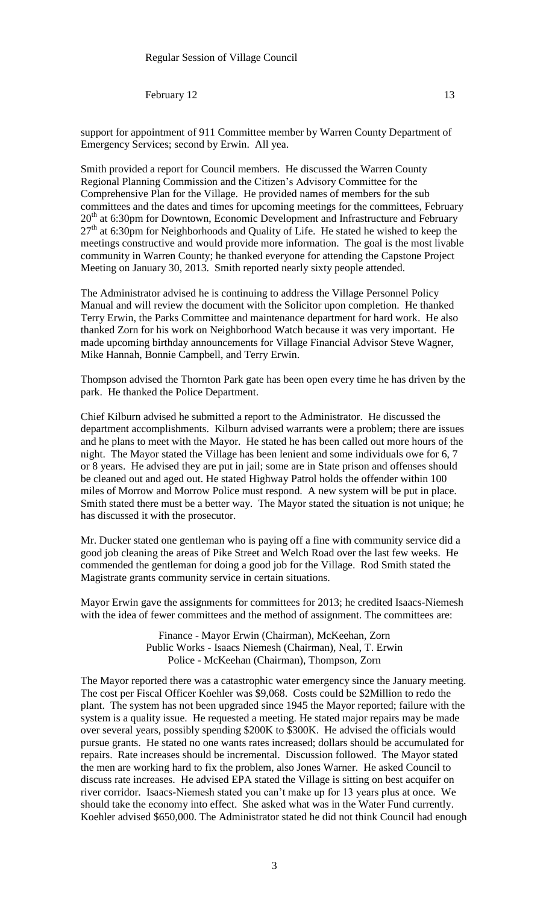Regular Session of Village Council

February 12 13

support for appointment of 911 Committee member by Warren County Department of Emergency Services; second by Erwin. All yea.

Smith provided a report for Council members. He discussed the Warren County Regional Planning Commission and the Citizen's Advisory Committee for the Comprehensive Plan for the Village. He provided names of members for the sub committees and the dates and times for upcoming meetings for the committees, February 20th at 6:30pm for Downtown, Economic Development and Infrastructure and February 27th at 6:30pm for Neighborhoods and Quality of Life. He stated he wished to keep the meetings constructive and would provide more information. The goal is the most livable community in Warren County; he thanked everyone for attending the Capstone Project Meeting on January 30, 2013. Smith reported nearly sixty people attended.

The Administrator advised he is continuing to address the Village Personnel Policy Manual and will review the document with the Solicitor upon completion. He thanked Terry Erwin, the Parks Committee and maintenance department for hard work. He also thanked Zorn for his work on Neighborhood Watch because it was very important. He made upcoming birthday announcements for Village Financial Advisor Steve Wagner, Mike Hannah, Bonnie Campbell, and Terry Erwin.

Thompson advised the Thornton Park gate has been open every time he has driven by the park. He thanked the Police Department.

Chief Kilburn advised he submitted a report to the Administrator. He discussed the department accomplishments. Kilburn advised warrants were a problem; there are issues and he plans to meet with the Mayor. He stated he has been called out more hours of the night. The Mayor stated the Village has been lenient and some individuals owe for 6, 7 or 8 years. He advised they are put in jail; some are in State prison and offenses should be cleaned out and aged out. He stated Highway Patrol holds the offender within 100 miles of Morrow and Morrow Police must respond. A new system will be put in place. Smith stated there must be a better way. The Mayor stated the situation is not unique; he has discussed it with the prosecutor.

Mr. Ducker stated one gentleman who is paying off a fine with community service did a good job cleaning the areas of Pike Street and Welch Road over the last few weeks. He commended the gentleman for doing a good job for the Village. Rod Smith stated the Magistrate grants community service in certain situations.

Mayor Erwin gave the assignments for committees for 2013; he credited Isaacs-Niemesh with the idea of fewer committees and the method of assignment. The committees are:

Finance - Mayor Erwin (Chairman), McKeehan, Zorn
Public Works - Isaacs Niemesh (Chairman), Neal, T. Erwin
Police - McKeehan (Chairman), Thompson, Zorn

The Mayor reported there was a catastrophic water emergency since the January meeting. The cost per Fiscal Officer Koehler was $9,068. Costs could be $2Million to redo the plant. The system has not been upgraded since 1945 the Mayor reported; failure with the system is a quality issue. He requested a meeting. He stated major repairs may be made over several years, possibly spending $200K to $300K. He advised the officials would pursue grants. He stated no one wants rates increased; dollars should be accumulated for repairs. Rate increases should be incremental. Discussion followed. The Mayor stated the men are working hard to fix the problem, also Jones Warner. He asked Council to discuss rate increases. He advised EPA stated the Village is sitting on best acquifer on river corridor. Isaacs-Niemesh stated you can't make up for 13 years plus at once. We should take the economy into effect. She asked what was in the Water Fund currently. Koehler advised $650,000. The Administrator stated he did not think Council had enough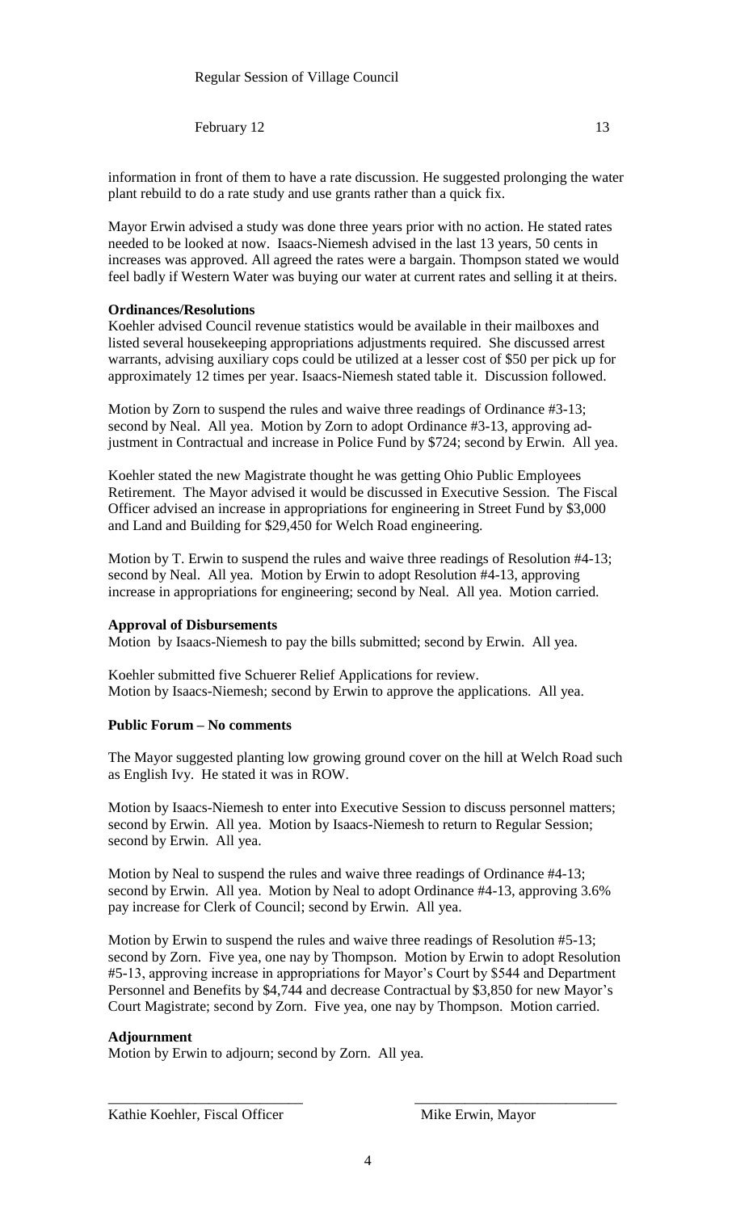information in front of them to have a rate discussion. He suggested prolonging the water plant rebuild to do a rate study and use grants rather than a quick fix.

Mayor Erwin advised a study was done three years prior with no action. He stated rates needed to be looked at now. Isaacs-Niemesh advised in the last 13 years, 50 cents in increases was approved. All agreed the rates were a bargain. Thompson stated we would feel badly if Western Water was buying our water at current rates and selling it at theirs.

**Ordinances/Resolutions**

Koehler advised Council revenue statistics would be available in their mailboxes and listed several housekeeping appropriations adjustments required. She discussed arrest warrants, advising auxiliary cops could be utilized at a lesser cost of $50 per pick up for approximately 12 times per year. Isaacs-Niemesh stated table it. Discussion followed.

Motion by Zorn to suspend the rules and waive three readings of Ordinance #3-13; second by Neal. All yea. Motion by Zorn to adopt Ordinance #3-13, approving adjustment in Contractual and increase in Police Fund by $724; second by Erwin. All yea.

Koehler stated the new Magistrate thought he was getting Ohio Public Employees Retirement. The Mayor advised it would be discussed in Executive Session. The Fiscal Officer advised an increase in appropriations for engineering in Street Fund by $3,000 and Land and Building for $29,450 for Welch Road engineering.

Motion by T. Erwin to suspend the rules and waive three readings of Resolution #4-13; second by Neal. All yea. Motion by Erwin to adopt Resolution #4-13, approving increase in appropriations for engineering; second by Neal. All yea. Motion carried.

**Approval of Disbursements**

Motion by Isaacs-Niemesh to pay the bills submitted; second by Erwin. All yea.

Koehler submitted five Schuerer Relief Applications for review.
Motion by Isaacs-Niemesh; second by Erwin to approve the applications. All yea.

**Public Forum – No comments**

The Mayor suggested planting low growing ground cover on the hill at Welch Road such as English Ivy. He stated it was in ROW.

Motion by Isaacs-Niemesh to enter into Executive Session to discuss personnel matters; second by Erwin. All yea. Motion by Isaacs-Niemesh to return to Regular Session; second by Erwin. All yea.

Motion by Neal to suspend the rules and waive three readings of Ordinance #4-13; second by Erwin. All yea. Motion by Neal to adopt Ordinance #4-13, approving 3.6% pay increase for Clerk of Council; second by Erwin. All yea.

Motion by Erwin to suspend the rules and waive three readings of Resolution #5-13; second by Zorn. Five yea, one nay by Thompson. Motion by Erwin to adopt Resolution #5-13, approving increase in appropriations for Mayor's Court by $544 and Department Personnel and Benefits by $4,744 and decrease Contractual by $3,850 for new Mayor's Court Magistrate; second by Zorn. Five yea, one nay by Thompson. Motion carried.

**Adjournment**

Motion by Erwin to adjourn; second by Zorn. All yea.

\_\_\_\_\_\_\_\_\_\_\_\_\_\_\_\_\_\_\_\_\_\_\_\_\_\_\_\_ \_\_\_\_\_\_\_\_\_\_\_\_\_\_\_\_\_\_\_\_\_\_\_\_\_\_\_\_

Kathie Koehler, Fiscal Officer Mike Erwin, Mayor